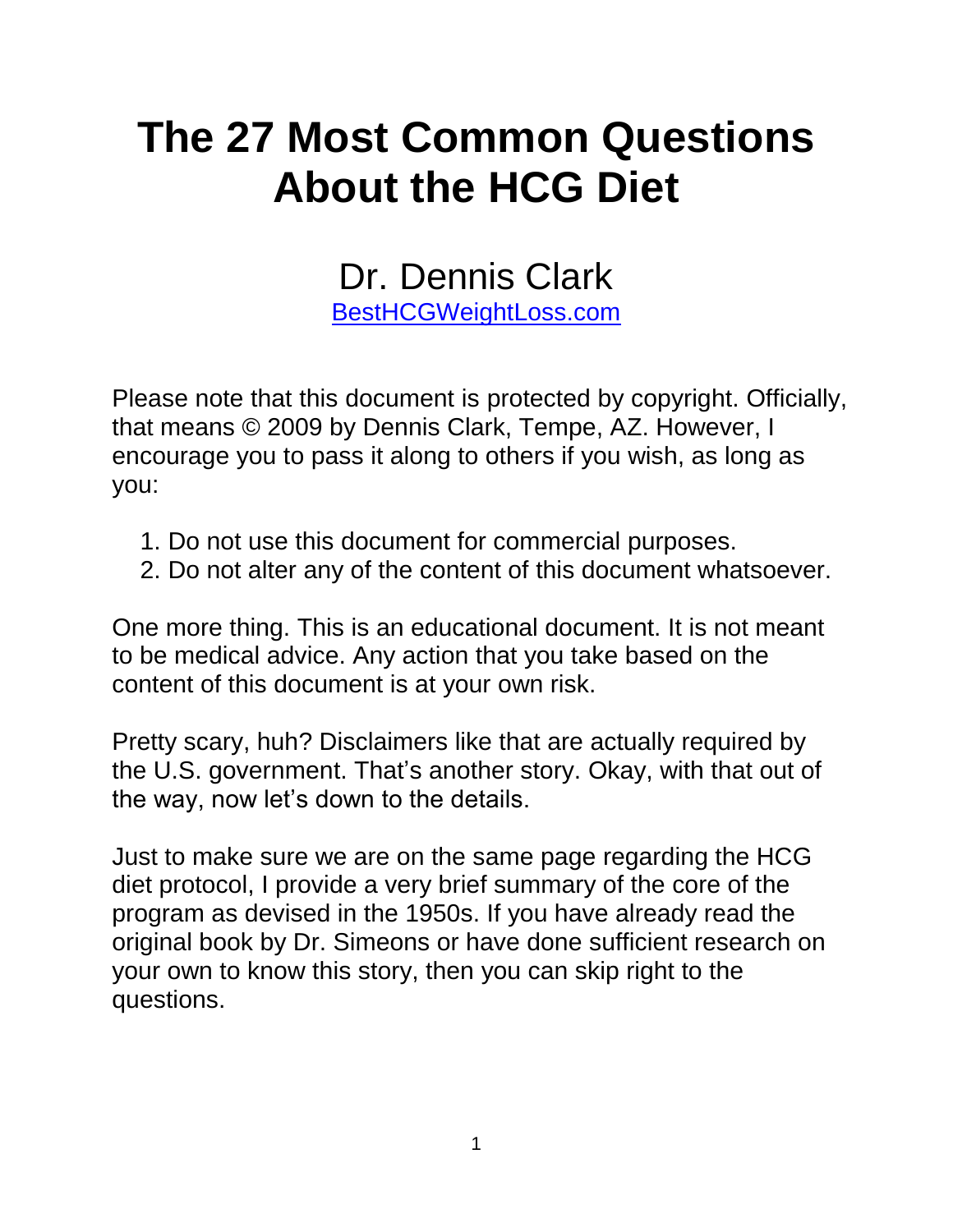# The 27 Most Common Questions About the HCG Diet

Dr. Dennis Clark

[BestHCGWeightLoss.com](BestHCGWeightLoss.com)

Please note that this document is protected by copyright. Officially, that means © 2009 by Dennis Clark, Tempe, AZ. However, I encourage you to pass it along to others if you wish, as long as you:

1. Do not use this document for commercial purposes.
2. Do not alter any of the content of this document whatsoever.

One more thing. This is an educational document. It is not meant to be medical advice. Any action that you take based on the content of this document is at your own risk.

Pretty scary, huh? Disclaimers like that are actually required by the U.S. government. That's another story. Okay, with that out of the way, now let's down to the details.

Just to make sure we are on the same page regarding the HCG diet protocol, I provide a very brief summary of the core of the program as devised in the 1950s. If you have already read the original book by Dr. Simeons or have done sufficient research on your own to know this story, then you can skip right to the questions.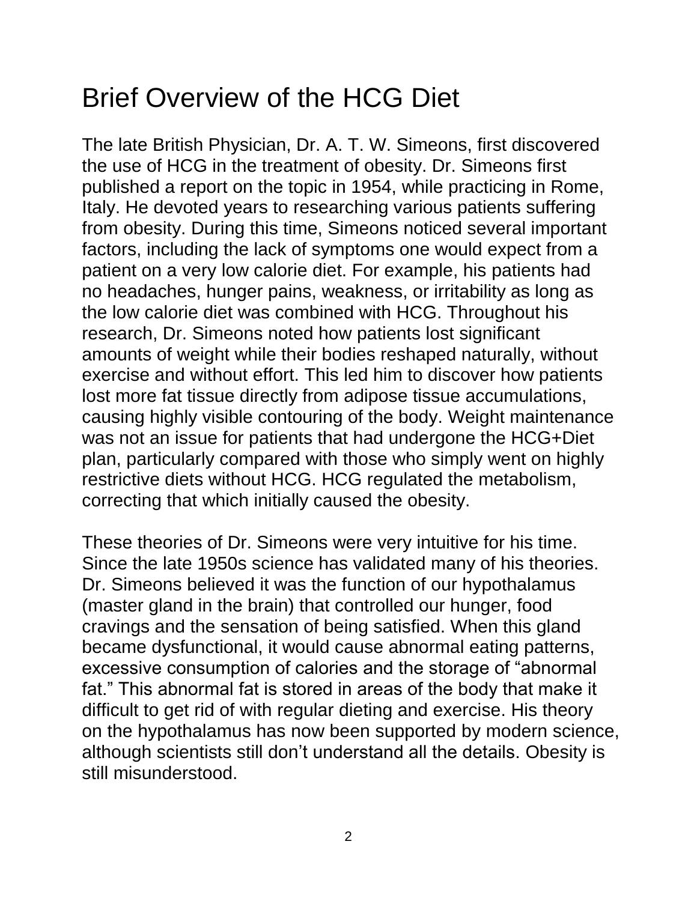# Brief Overview of the HCG Diet

The late British Physician, Dr. A. T. W. Simeons, first discovered the use of HCG in the treatment of obesity. Dr. Simeons first published a report on the topic in 1954, while practicing in Rome, Italy. He devoted years to researching various patients suffering from obesity. During this time, Simeons noticed several important factors, including the lack of symptoms one would expect from a patient on a very low calorie diet. For example, his patients had no headaches, hunger pains, weakness, or irritability as long as the low calorie diet was combined with HCG. Throughout his research, Dr. Simeons noted how patients lost significant amounts of weight while their bodies reshaped naturally, without exercise and without effort. This led him to discover how patients lost more fat tissue directly from adipose tissue accumulations, causing highly visible contouring of the body. Weight maintenance was not an issue for patients that had undergone the HCG+Diet plan, particularly compared with those who simply went on highly restrictive diets without HCG. HCG regulated the metabolism, correcting that which initially caused the obesity.

These theories of Dr. Simeons were very intuitive for his time. Since the late 1950s science has validated many of his theories. Dr. Simeons believed it was the function of our hypothalamus (master gland in the brain) that controlled our hunger, food cravings and the sensation of being satisfied. When this gland became dysfunctional, it would cause abnormal eating patterns, excessive consumption of calories and the storage of “abnormal fat.” This abnormal fat is stored in areas of the body that make it difficult to get rid of with regular dieting and exercise. His theory on the hypothalamus has now been supported by modern science, although scientists still don’t understand all the details. Obesity is still misunderstood.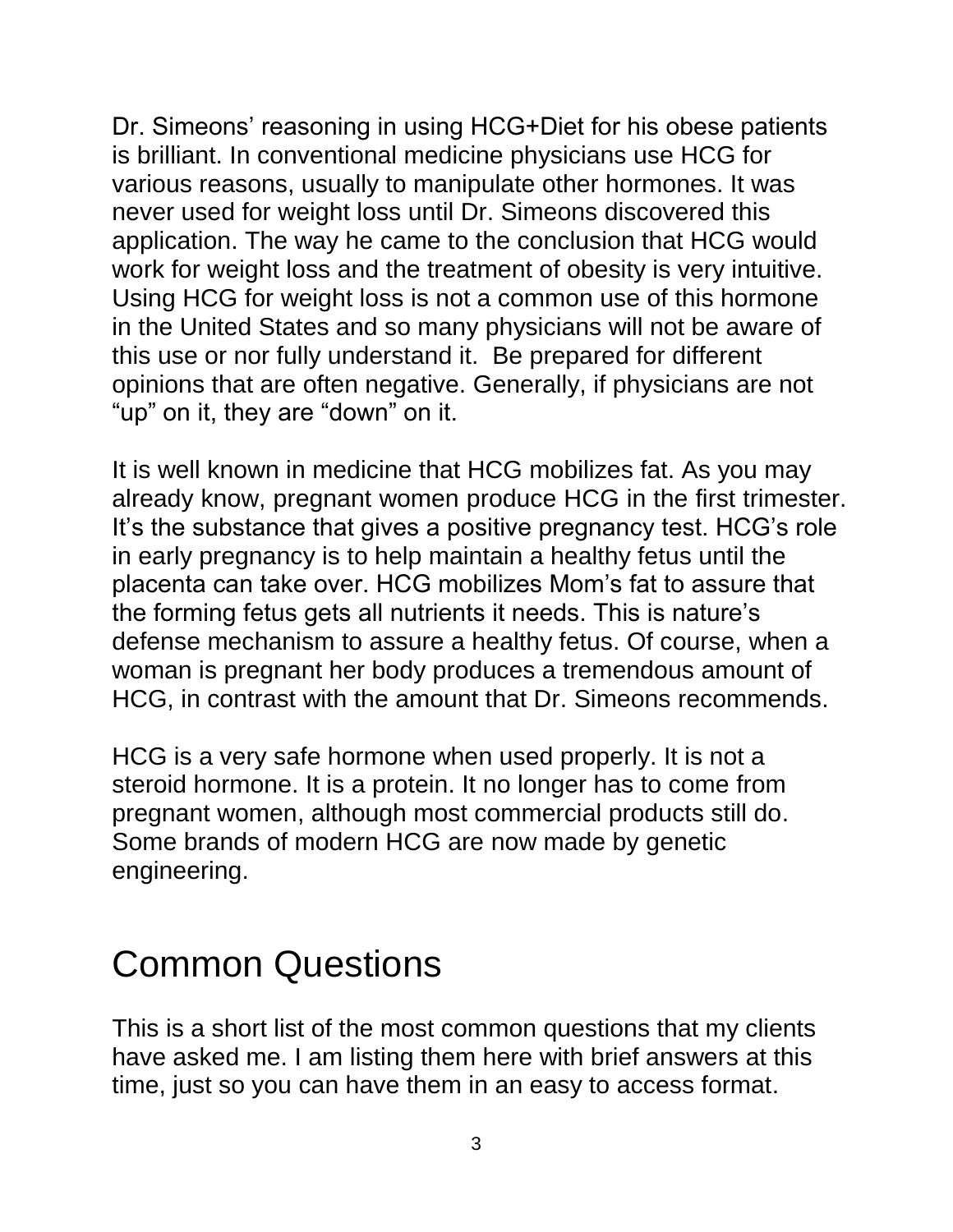Dr. Simeons' reasoning in using HCG+Diet for his obese patients is brilliant. In conventional medicine physicians use HCG for various reasons, usually to manipulate other hormones. It was never used for weight loss until Dr. Simeons discovered this application. The way he came to the conclusion that HCG would work for weight loss and the treatment of obesity is very intuitive. Using HCG for weight loss is not a common use of this hormone in the United States and so many physicians will not be aware of this use or nor fully understand it.  Be prepared for different opinions that are often negative. Generally, if physicians are not "up" on it, they are "down" on it.

It is well known in medicine that HCG mobilizes fat. As you may already know, pregnant women produce HCG in the first trimester. It's the substance that gives a positive pregnancy test. HCG's role in early pregnancy is to help maintain a healthy fetus until the placenta can take over. HCG mobilizes Mom's fat to assure that the forming fetus gets all nutrients it needs. This is nature's defense mechanism to assure a healthy fetus. Of course, when a woman is pregnant her body produces a tremendous amount of HCG, in contrast with the amount that Dr. Simeons recommends.

HCG is a very safe hormone when used properly. It is not a steroid hormone. It is a protein. It no longer has to come from pregnant women, although most commercial products still do. Some brands of modern HCG are now made by genetic engineering.

# Common Questions

This is a short list of the most common questions that my clients have asked me. I am listing them here with brief answers at this time, just so you can have them in an easy to access format.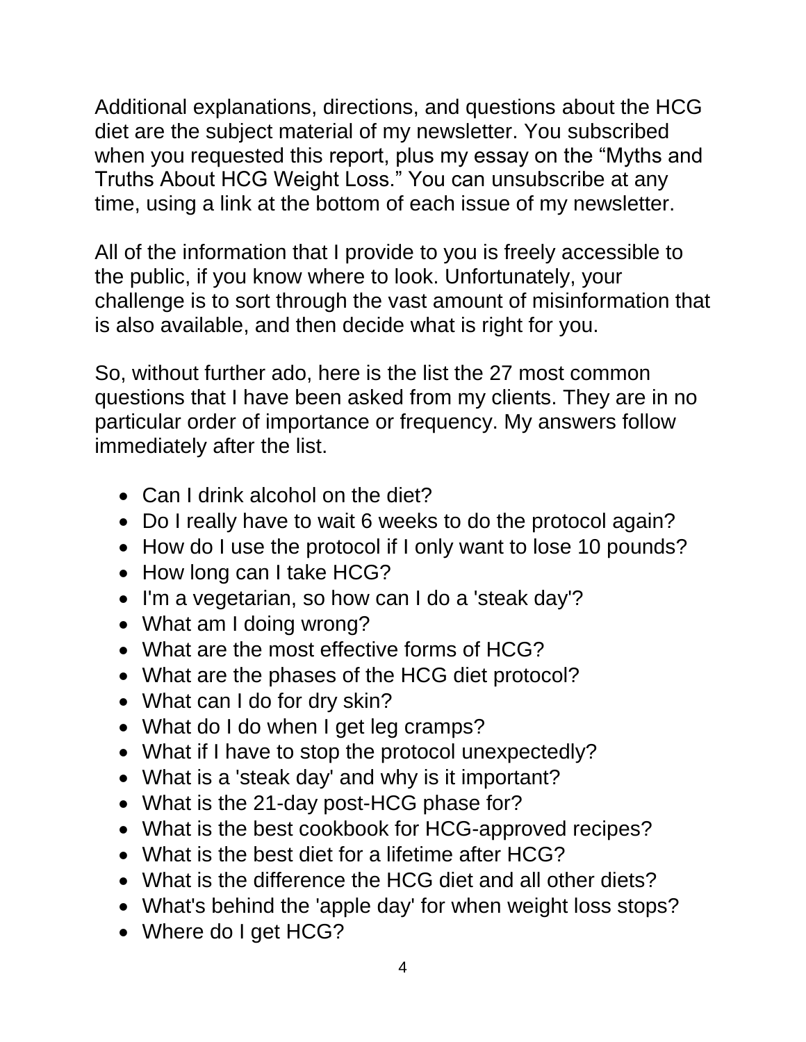Additional explanations, directions, and questions about the HCG diet are the subject material of my newsletter. You subscribed when you requested this report, plus my essay on the "Myths and Truths About HCG Weight Loss." You can unsubscribe at any time, using a link at the bottom of each issue of my newsletter.

All of the information that I provide to you is freely accessible to the public, if you know where to look. Unfortunately, your challenge is to sort through the vast amount of misinformation that is also available, and then decide what is right for you.

So, without further ado, here is the list the 27 most common questions that I have been asked from my clients. They are in no particular order of importance or frequency. My answers follow immediately after the list.

- Can I drink alcohol on the diet?
- Do I really have to wait 6 weeks to do the protocol again?
- How do I use the protocol if I only want to lose 10 pounds?
- How long can I take HCG?
- I'm a vegetarian, so how can I do a 'steak day'?
- What am I doing wrong?
- What are the most effective forms of HCG?
- What are the phases of the HCG diet protocol?
- What can I do for dry skin?
- What do I do when I get leg cramps?
- What if I have to stop the protocol unexpectedly?
- What is a 'steak day' and why is it important?
- What is the 21-day post-HCG phase for?
- What is the best cookbook for HCG-approved recipes?
- What is the best diet for a lifetime after HCG?
- What is the difference the HCG diet and all other diets?
- What's behind the 'apple day' for when weight loss stops?
- Where do I get HCG?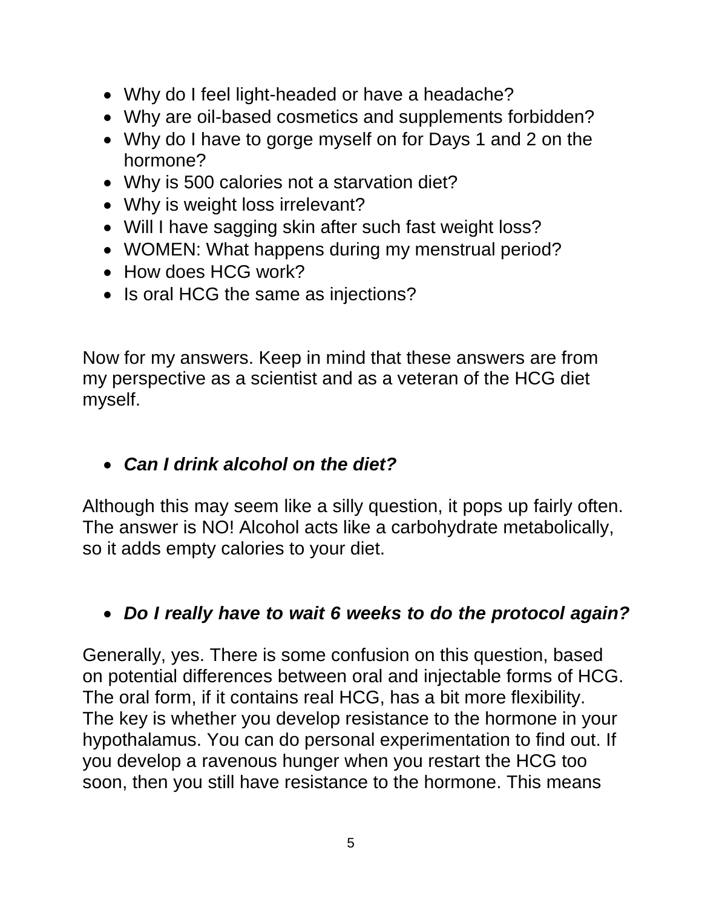- Why do I feel light-headed or have a headache?
- Why are oil-based cosmetics and supplements forbidden?
- Why do I have to gorge myself on for Days 1 and 2 on the hormone?
- Why is 500 calories not a starvation diet?
- Why is weight loss irrelevant?
- Will I have sagging skin after such fast weight loss?
- WOMEN: What happens during my menstrual period?
- How does HCG work?
- Is oral HCG the same as injections?

Now for my answers. Keep in mind that these answers are from my perspective as a scientist and as a veteran of the HCG diet myself.

- ***Can I drink alcohol on the diet?***

Although this may seem like a silly question, it pops up fairly often. The answer is NO! Alcohol acts like a carbohydrate metabolically, so it adds empty calories to your diet.

- ***Do I really have to wait 6 weeks to do the protocol again?***

Generally, yes. There is some confusion on this question, based on potential differences between oral and injectable forms of HCG. The oral form, if it contains real HCG, has a bit more flexibility. The key is whether you develop resistance to the hormone in your hypothalamus. You can do personal experimentation to find out. If you develop a ravenous hunger when you restart the HCG too soon, then you still have resistance to the hormone. This means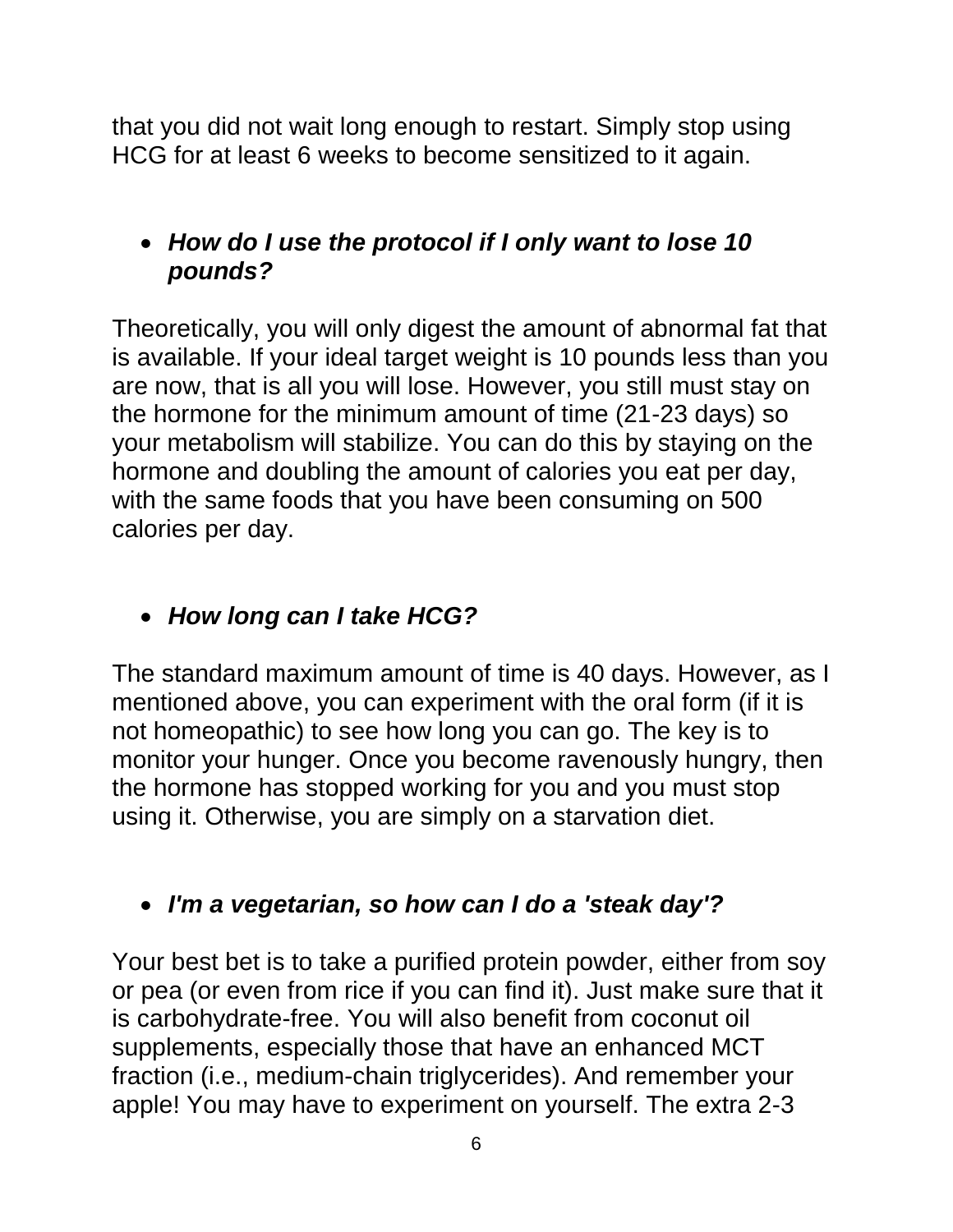that you did not wait long enough to restart. Simply stop using HCG for at least 6 weeks to become sensitized to it again.

- ***How do I use the protocol if I only want to lose 10 pounds?***

Theoretically, you will only digest the amount of abnormal fat that is available. If your ideal target weight is 10 pounds less than you are now, that is all you will lose. However, you still must stay on the hormone for the minimum amount of time (21-23 days) so your metabolism will stabilize. You can do this by staying on the hormone and doubling the amount of calories you eat per day, with the same foods that you have been consuming on 500 calories per day.

- ***How long can I take HCG?***

The standard maximum amount of time is 40 days. However, as I mentioned above, you can experiment with the oral form (if it is not homeopathic) to see how long you can go. The key is to monitor your hunger. Once you become ravenously hungry, then the hormone has stopped working for you and you must stop using it. Otherwise, you are simply on a starvation diet.

- ***I'm a vegetarian, so how can I do a 'steak day'?***

Your best bet is to take a purified protein powder, either from soy or pea (or even from rice if you can find it). Just make sure that it is carbohydrate-free. You will also benefit from coconut oil supplements, especially those that have an enhanced MCT fraction (i.e., medium-chain triglycerides). And remember your apple! You may have to experiment on yourself. The extra 2-3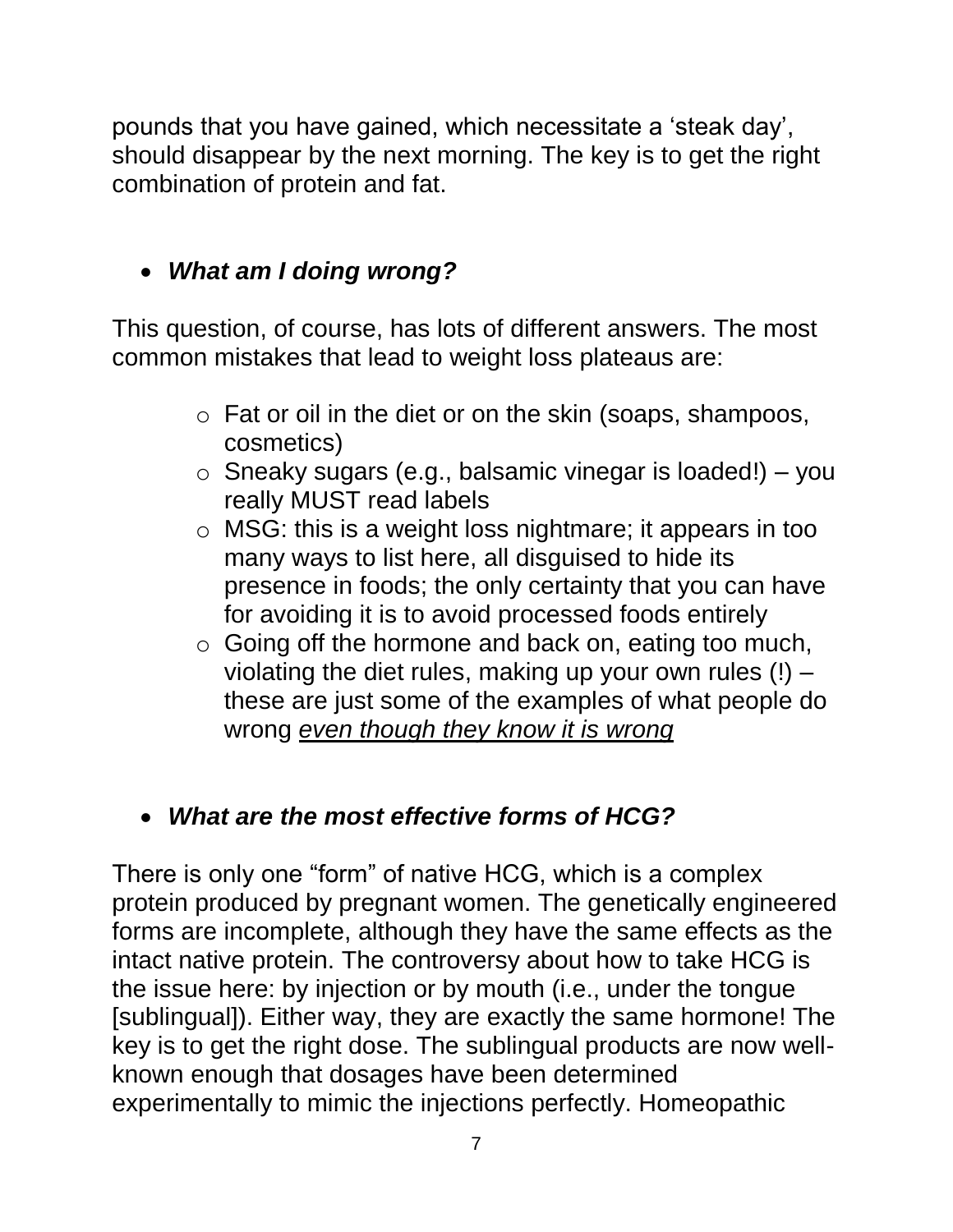pounds that you have gained, which necessitate a 'steak day', should disappear by the next morning. The key is to get the right combination of protein and fat.

- ***What am I doing wrong?***

This question, of course, has lots of different answers. The most common mistakes that lead to weight loss plateaus are:

  - Fat or oil in the diet or on the skin (soaps, shampoos, cosmetics)
  - Sneaky sugars (e.g., balsamic vinegar is loaded!) – you really MUST read labels
  - MSG: this is a weight loss nightmare; it appears in too many ways to list here, all disguised to hide its presence in foods; the only certainty that you can have for avoiding it is to avoid processed foods entirely
  - Going off the hormone and back on, eating too much, violating the diet rules, making up your own rules (!) – these are just some of the examples of what people do wrong <u>*even though they know it is wrong*</u>

- ***What are the most effective forms of HCG?***

There is only one "form" of native HCG, which is a complex protein produced by pregnant women. The genetically engineered forms are incomplete, although they have the same effects as the intact native protein. The controversy about how to take HCG is the issue here: by injection or by mouth (i.e., under the tongue [sublingual]). Either way, they are exactly the same hormone! The key is to get the right dose. The sublingual products are now well-known enough that dosages have been determined experimentally to mimic the injections perfectly. Homeopathic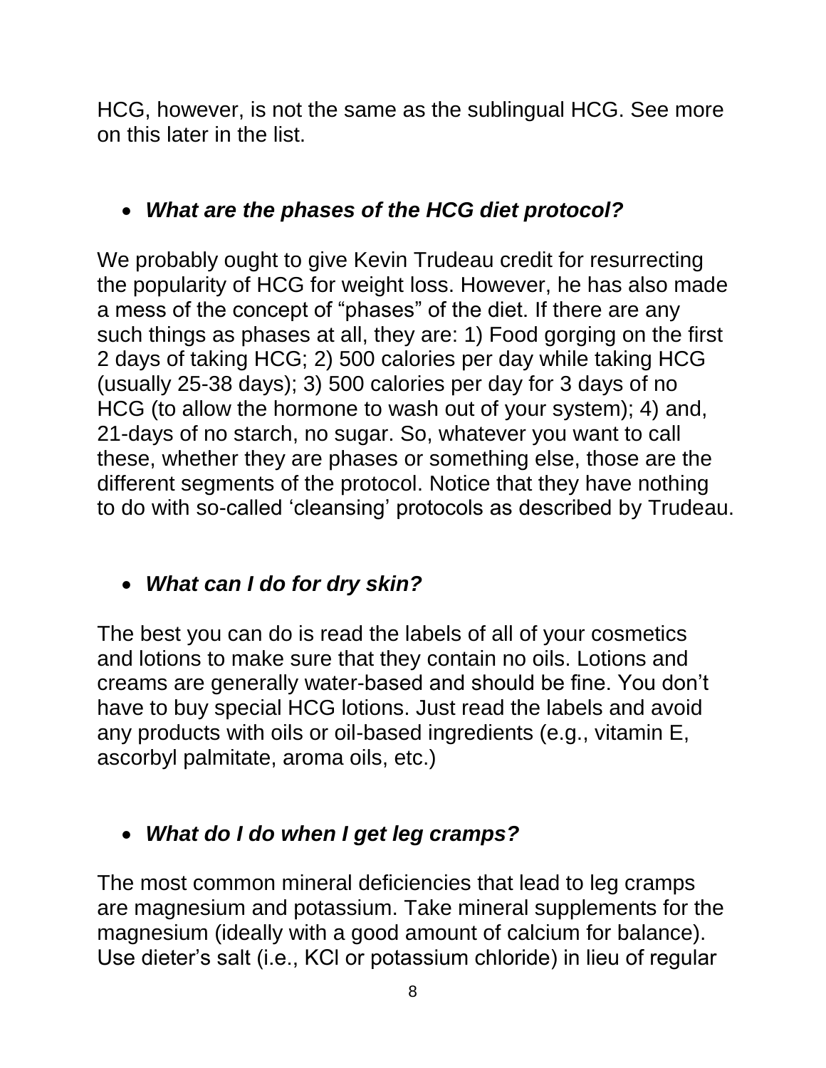HCG, however, is not the same as the sublingual HCG. See more on this later in the list.

- ***What are the phases of the HCG diet protocol?***

We probably ought to give Kevin Trudeau credit for resurrecting the popularity of HCG for weight loss. However, he has also made a mess of the concept of "phases" of the diet. If there are any such things as phases at all, they are: 1) Food gorging on the first 2 days of taking HCG; 2) 500 calories per day while taking HCG (usually 25-38 days); 3) 500 calories per day for 3 days of no HCG (to allow the hormone to wash out of your system); 4) and, 21-days of no starch, no sugar. So, whatever you want to call these, whether they are phases or something else, those are the different segments of the protocol. Notice that they have nothing to do with so-called 'cleansing' protocols as described by Trudeau.

- ***What can I do for dry skin?***

The best you can do is read the labels of all of your cosmetics and lotions to make sure that they contain no oils. Lotions and creams are generally water-based and should be fine. You don't have to buy special HCG lotions. Just read the labels and avoid any products with oils or oil-based ingredients (e.g., vitamin E, ascorbyl palmitate, aroma oils, etc.)

- ***What do I do when I get leg cramps?***

The most common mineral deficiencies that lead to leg cramps are magnesium and potassium. Take mineral supplements for the magnesium (ideally with a good amount of calcium for balance). Use dieter's salt (i.e., KCl or potassium chloride) in lieu of regular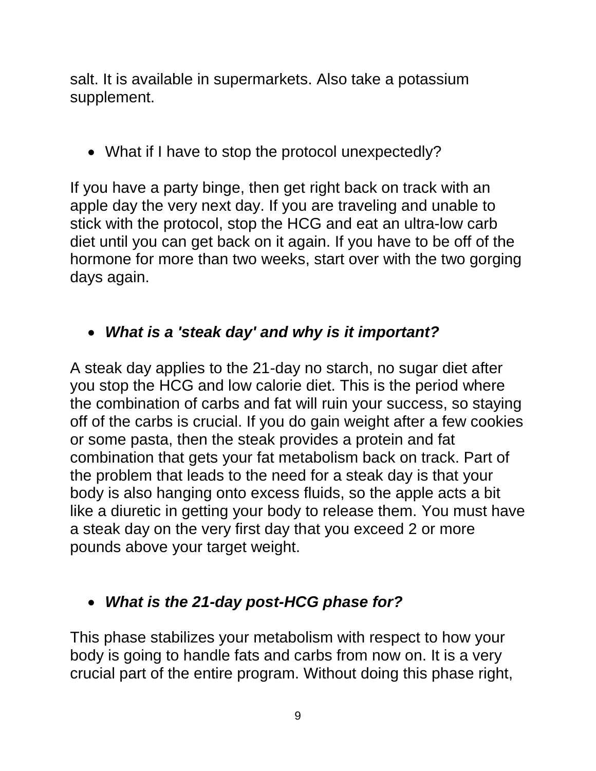salt. It is available in supermarkets. Also take a potassium supplement.

- What if I have to stop the protocol unexpectedly?

If you have a party binge, then get right back on track with an apple day the very next day. If you are traveling and unable to stick with the protocol, stop the HCG and eat an ultra-low carb diet until you can get back on it again. If you have to be off of the hormone for more than two weeks, start over with the two gorging days again.

- ***What is a 'steak day' and why is it important?***

A steak day applies to the 21-day no starch, no sugar diet after you stop the HCG and low calorie diet. This is the period where the combination of carbs and fat will ruin your success, so staying off of the carbs is crucial. If you do gain weight after a few cookies or some pasta, then the steak provides a protein and fat combination that gets your fat metabolism back on track. Part of the problem that leads to the need for a steak day is that your body is also hanging onto excess fluids, so the apple acts a bit like a diuretic in getting your body to release them. You must have a steak day on the very first day that you exceed 2 or more pounds above your target weight.

- ***What is the 21-day post-HCG phase for?***

This phase stabilizes your metabolism with respect to how your body is going to handle fats and carbs from now on. It is a very crucial part of the entire program. Without doing this phase right,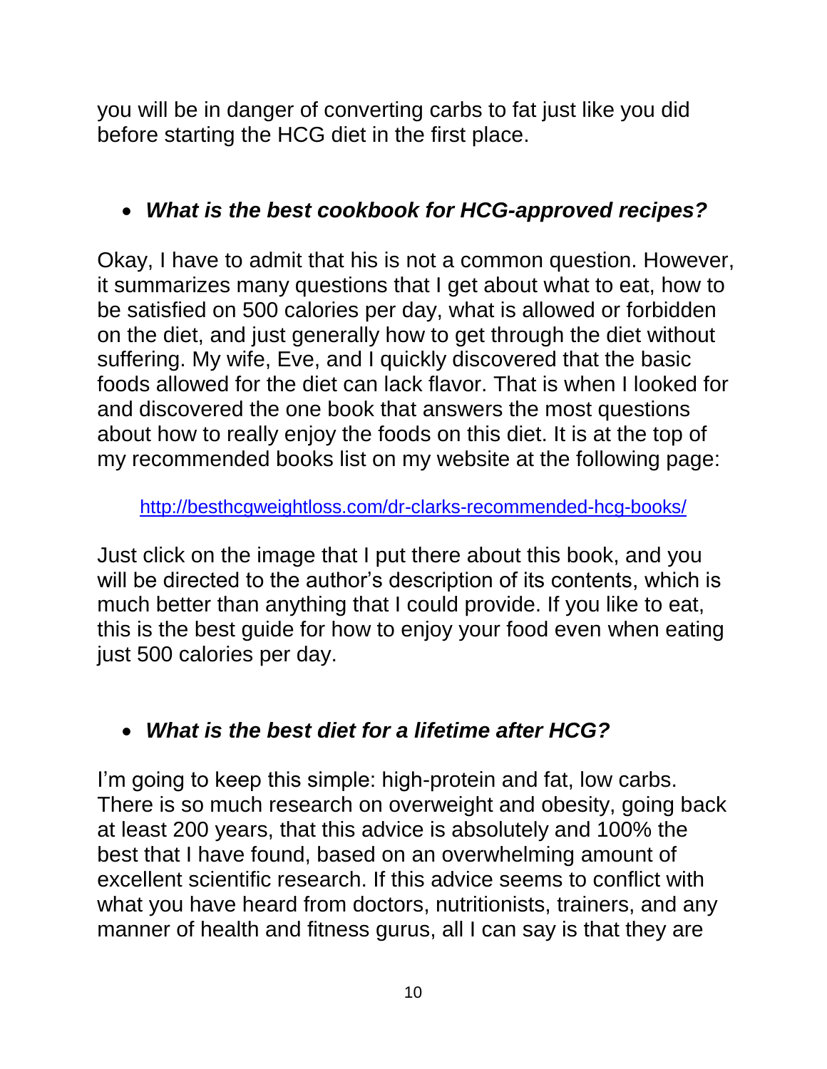you will be in danger of converting carbs to fat just like you did before starting the HCG diet in the first place.

- ***What is the best cookbook for HCG-approved recipes?***

Okay, I have to admit that his is not a common question. However, it summarizes many questions that I get about what to eat, how to be satisfied on 500 calories per day, what is allowed or forbidden on the diet, and just generally how to get through the diet without suffering. My wife, Eve, and I quickly discovered that the basic foods allowed for the diet can lack flavor. That is when I looked for and discovered the one book that answers the most questions about how to really enjoy the foods on this diet. It is at the top of my recommended books list on my website at the following page:

http://besthcgweightloss.com/dr-clarks-recommended-hcg-books/

Just click on the image that I put there about this book, and you will be directed to the author's description of its contents, which is much better than anything that I could provide. If you like to eat, this is the best guide for how to enjoy your food even when eating just 500 calories per day.

- ***What is the best diet for a lifetime after HCG?***

I'm going to keep this simple: high-protein and fat, low carbs. There is so much research on overweight and obesity, going back at least 200 years, that this advice is absolutely and 100% the best that I have found, based on an overwhelming amount of excellent scientific research. If this advice seems to conflict with what you have heard from doctors, nutritionists, trainers, and any manner of health and fitness gurus, all I can say is that they are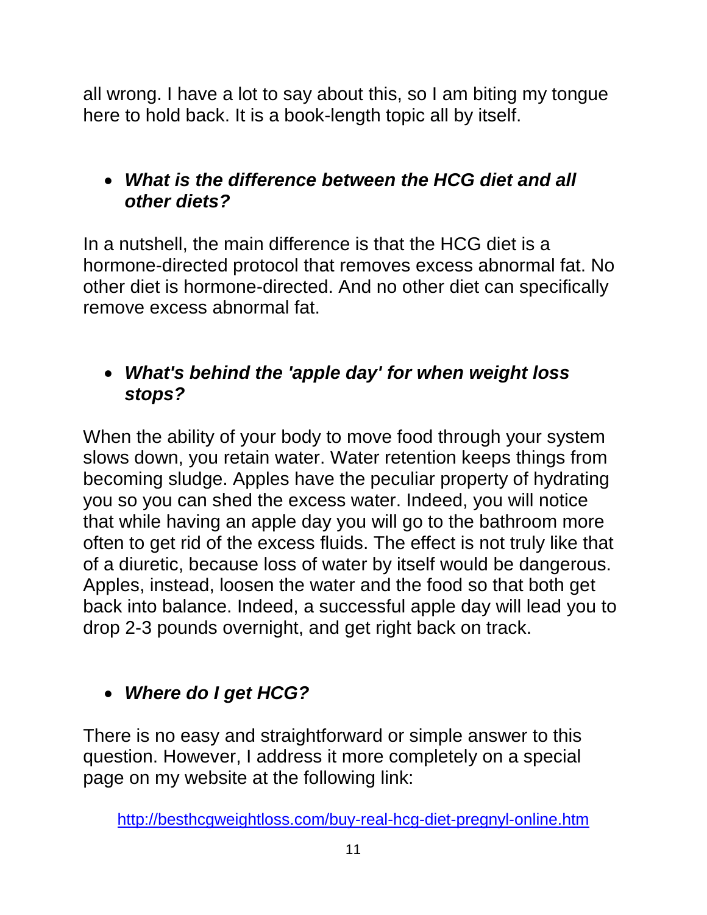all wrong. I have a lot to say about this, so I am biting my tongue here to hold back. It is a book-length topic all by itself.

- ***What is the difference between the HCG diet and all other diets?***

In a nutshell, the main difference is that the HCG diet is a hormone-directed protocol that removes excess abnormal fat. No other diet is hormone-directed. And no other diet can specifically remove excess abnormal fat.

- ***What's behind the 'apple day' for when weight loss stops?***

When the ability of your body to move food through your system slows down, you retain water. Water retention keeps things from becoming sludge. Apples have the peculiar property of hydrating you so you can shed the excess water. Indeed, you will notice that while having an apple day you will go to the bathroom more often to get rid of the excess fluids. The effect is not truly like that of a diuretic, because loss of water by itself would be dangerous. Apples, instead, loosen the water and the food so that both get back into balance. Indeed, a successful apple day will lead you to drop 2-3 pounds overnight, and get right back on track.

- ***Where do I get HCG?***

There is no easy and straightforward or simple answer to this question. However, I address it more completely on a special page on my website at the following link:

http://besthcgweightloss.com/buy-real-hcg-diet-pregnyl-online.htm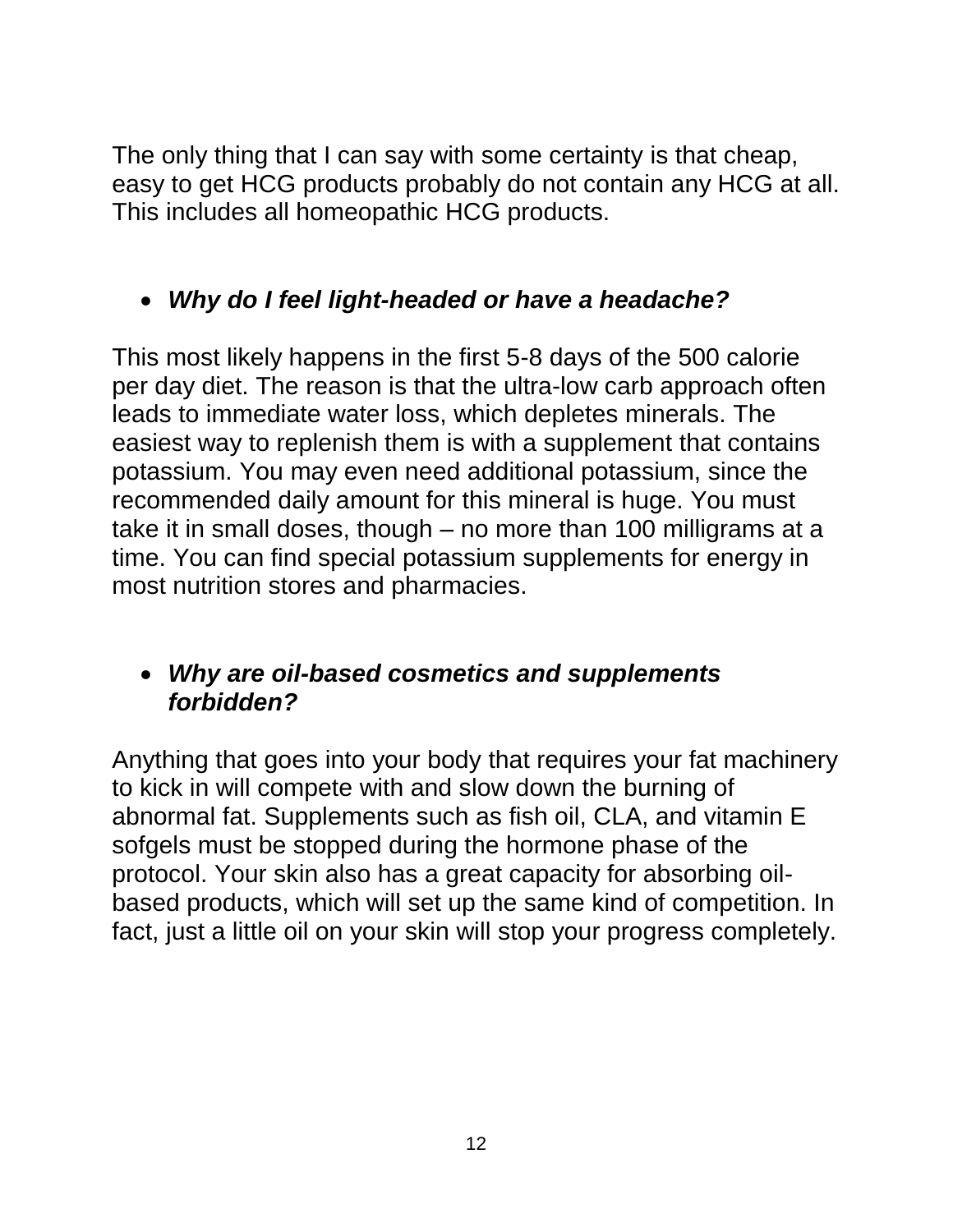The only thing that I can say with some certainty is that cheap, easy to get HCG products probably do not contain any HCG at all. This includes all homeopathic HCG products.

- ***Why do I feel light-headed or have a headache?***

This most likely happens in the first 5-8 days of the 500 calorie per day diet. The reason is that the ultra-low carb approach often leads to immediate water loss, which depletes minerals. The easiest way to replenish them is with a supplement that contains potassium. You may even need additional potassium, since the recommended daily amount for this mineral is huge. You must take it in small doses, though – no more than 100 milligrams at a time. You can find special potassium supplements for energy in most nutrition stores and pharmacies.

- ***Why are oil-based cosmetics and supplements forbidden?***

Anything that goes into your body that requires your fat machinery to kick in will compete with and slow down the burning of abnormal fat. Supplements such as fish oil, CLA, and vitamin E sofgels must be stopped during the hormone phase of the protocol. Your skin also has a great capacity for absorbing oil-based products, which will set up the same kind of competition. In fact, just a little oil on your skin will stop your progress completely.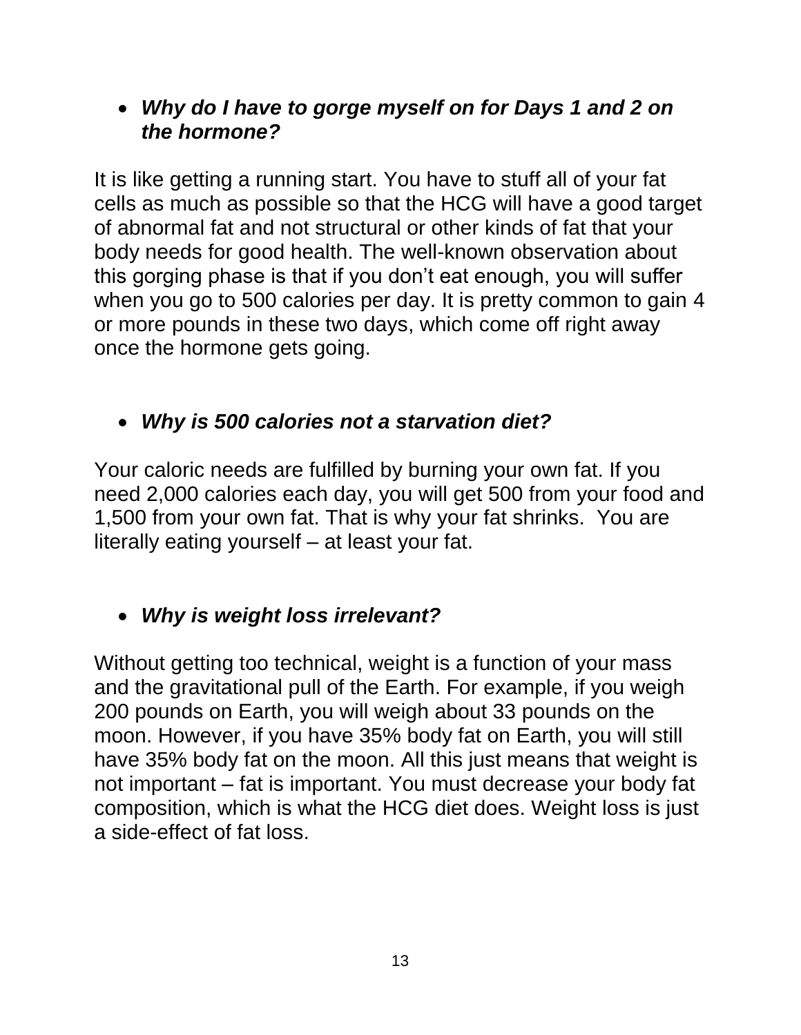- ***Why do I have to gorge myself on for Days 1 and 2 on the hormone?***

It is like getting a running start. You have to stuff all of your fat cells as much as possible so that the HCG will have a good target of abnormal fat and not structural or other kinds of fat that your body needs for good health. The well-known observation about this gorging phase is that if you don't eat enough, you will suffer when you go to 500 calories per day. It is pretty common to gain 4 or more pounds in these two days, which come off right away once the hormone gets going.

- ***Why is 500 calories not a starvation diet?***

Your caloric needs are fulfilled by burning your own fat. If you need 2,000 calories each day, you will get 500 from your food and 1,500 from your own fat. That is why your fat shrinks. You are literally eating yourself – at least your fat.

- ***Why is weight loss irrelevant?***

Without getting too technical, weight is a function of your mass and the gravitational pull of the Earth. For example, if you weigh 200 pounds on Earth, you will weigh about 33 pounds on the moon. However, if you have 35% body fat on Earth, you will still have 35% body fat on the moon. All this just means that weight is not important – fat is important. You must decrease your body fat composition, which is what the HCG diet does. Weight loss is just a side-effect of fat loss.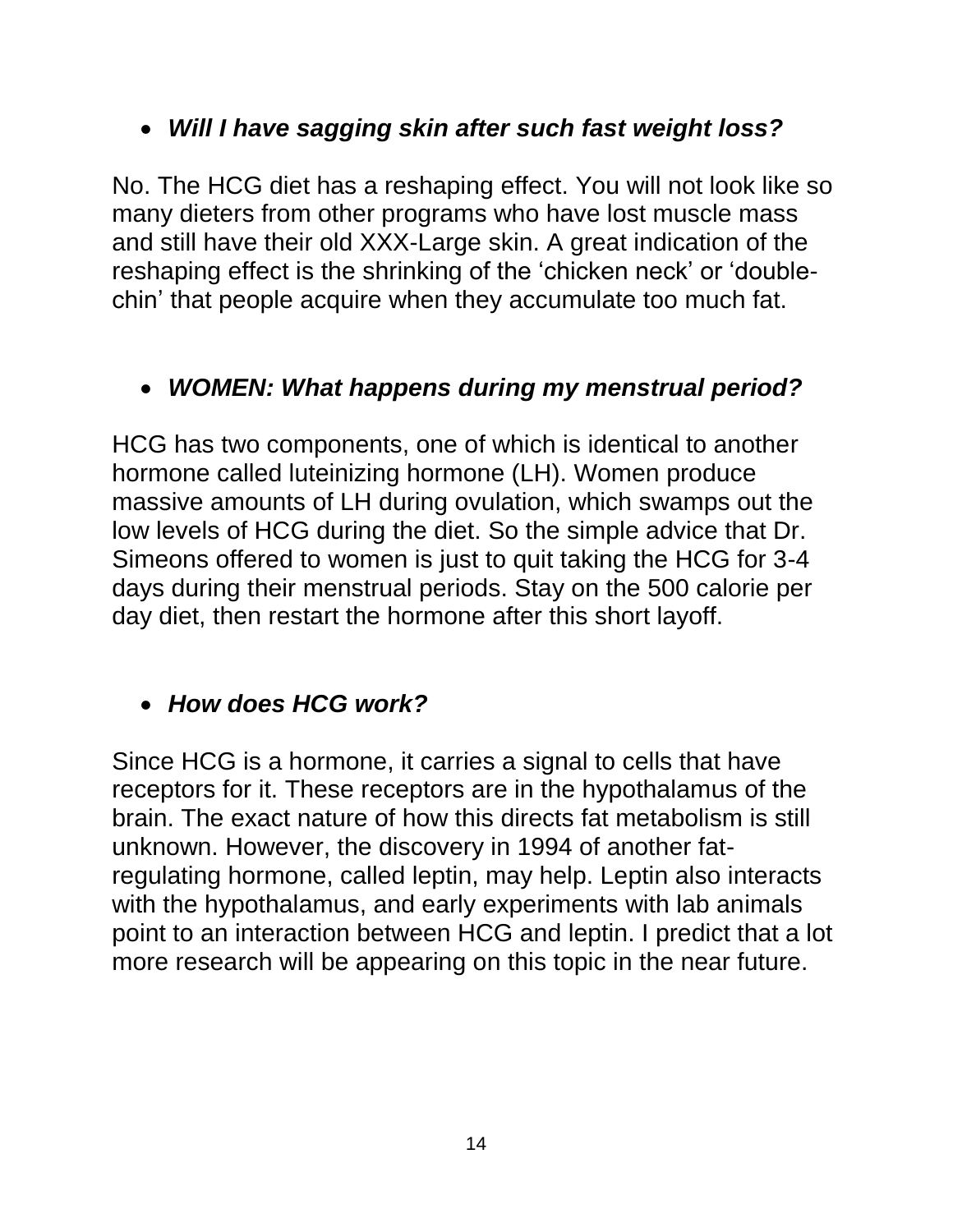- ***Will I have sagging skin after such fast weight loss?***

No. The HCG diet has a reshaping effect. You will not look like so many dieters from other programs who have lost muscle mass and still have their old XXX-Large skin. A great indication of the reshaping effect is the shrinking of the 'chicken neck' or 'double-chin' that people acquire when they accumulate too much fat.

- ***WOMEN: What happens during my menstrual period?***

HCG has two components, one of which is identical to another hormone called luteinizing hormone (LH). Women produce massive amounts of LH during ovulation, which swamps out the low levels of HCG during the diet. So the simple advice that Dr. Simeons offered to women is just to quit taking the HCG for 3-4 days during their menstrual periods. Stay on the 500 calorie per day diet, then restart the hormone after this short layoff.

- ***How does HCG work?***

Since HCG is a hormone, it carries a signal to cells that have receptors for it. These receptors are in the hypothalamus of the brain. The exact nature of how this directs fat metabolism is still unknown. However, the discovery in 1994 of another fat-regulating hormone, called leptin, may help. Leptin also interacts with the hypothalamus, and early experiments with lab animals point to an interaction between HCG and leptin. I predict that a lot more research will be appearing on this topic in the near future.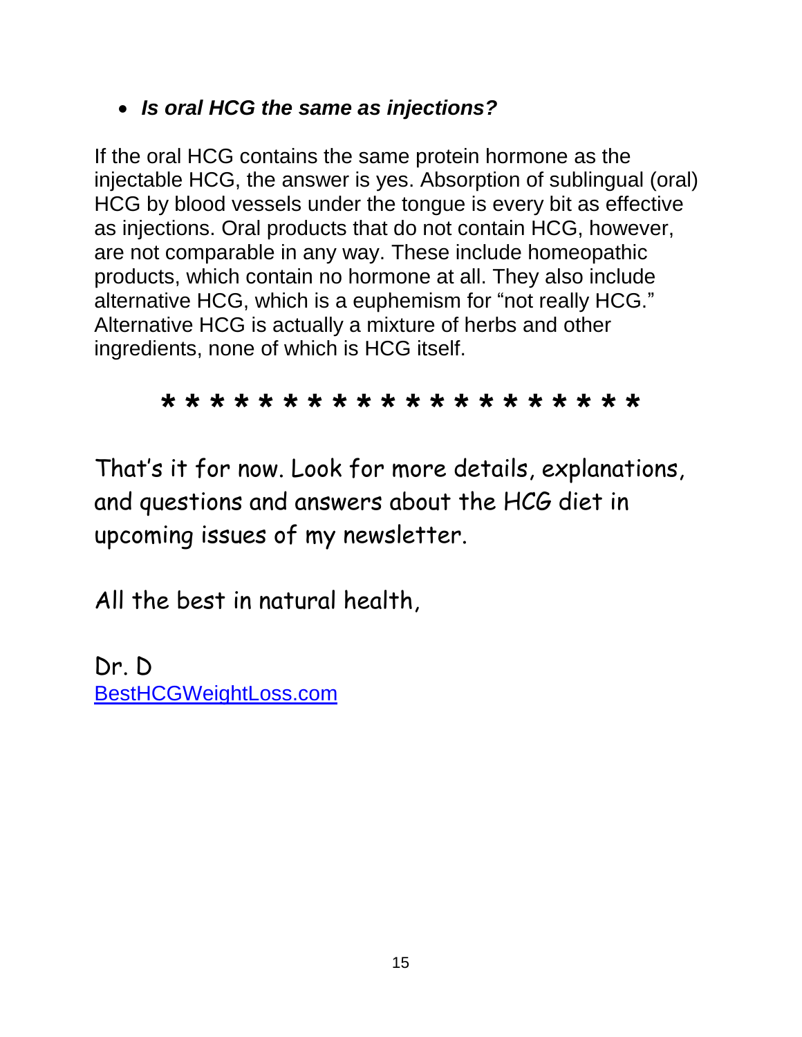- ***Is oral HCG the same as injections?***

If the oral HCG contains the same protein hormone as the injectable HCG, the answer is yes. Absorption of sublingual (oral) HCG by blood vessels under the tongue is every bit as effective as injections. Oral products that do not contain HCG, however, are not comparable in any way. These include homeopathic products, which contain no hormone at all. They also include alternative HCG, which is a euphemism for "not really HCG." Alternative HCG is actually a mixture of herbs and other ingredients, none of which is HCG itself.

* * * * * * * * * * * * * * * * * * * * *

That's it for now. Look for more details, explanations, and questions and answers about the HCG diet in upcoming issues of my newsletter.

All the best in natural health,

Dr. D
[BestHCGWeightLoss.com](BestHCGWeightLoss.com)